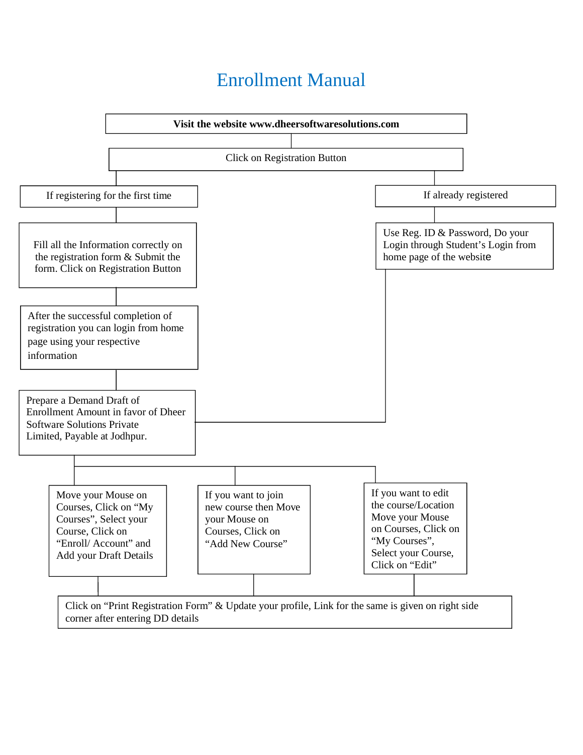# Enrollment Manual

**Visit the website www.dheersoftwaresolutions.com**

Click on Registration Button

**If registering for the first time**

1. Fill all the Information correctly on the registration form & Submit the form. Click on Registration Button
2. After the successful completion of registration you can login from home page using your respective information
3. Prepare a Demand Draft of Enrollment Amount in favor of Dheer Software Solutions Private Limited, Payable at Jodhpur.

**If already registered**

1. Use Reg. ID & Password, Do your Login through Student's Login from home page of the website

**Then choose one of the following:**

- Move your Mouse on Courses, Click on "My Courses", Select your Course, Click on "Enroll/ Account" and Add your Draft Details
- If you want to join new course then Move your Mouse on Courses, Click on "Add New Course"
- If you want to edit the course/Location Move your Mouse on Courses, Click on "My Courses", Select your Course, Click on "Edit"

Click on "Print Registration Form" & Update your profile, Link for the same is given on right side corner after entering DD details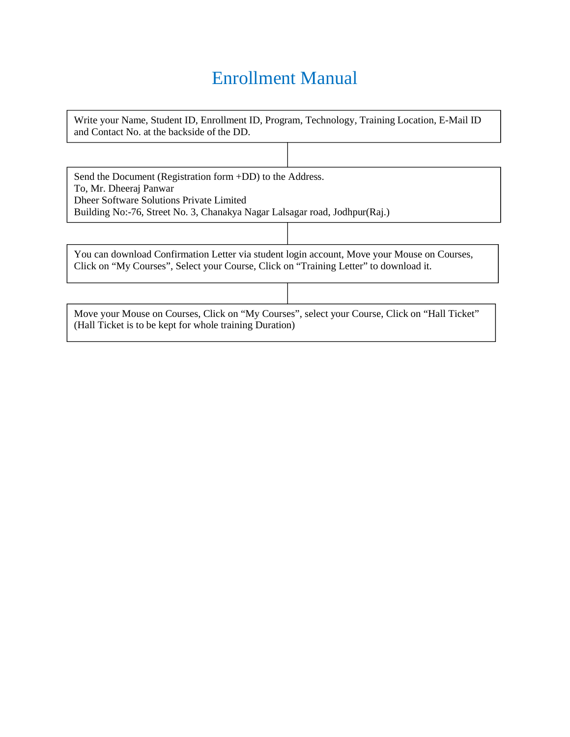# Enrollment Manual

Write your Name, Student ID, Enrollment ID, Program, Technology, Training Location, E-Mail ID and Contact No. at the backside of the DD.

Send the Document (Registration form +DD) to the Address.
To, Mr. Dheeraj Panwar
Dheer Software Solutions Private Limited
Building No:-76, Street No. 3, Chanakya Nagar Lalsagar road, Jodhpur(Raj.)

You can download Confirmation Letter via student login account, Move your Mouse on Courses, Click on “My Courses”, Select your Course, Click on “Training Letter” to download it.

Move your Mouse on Courses, Click on “My Courses”, select your Course, Click on “Hall Ticket” (Hall Ticket is to be kept for whole training Duration)